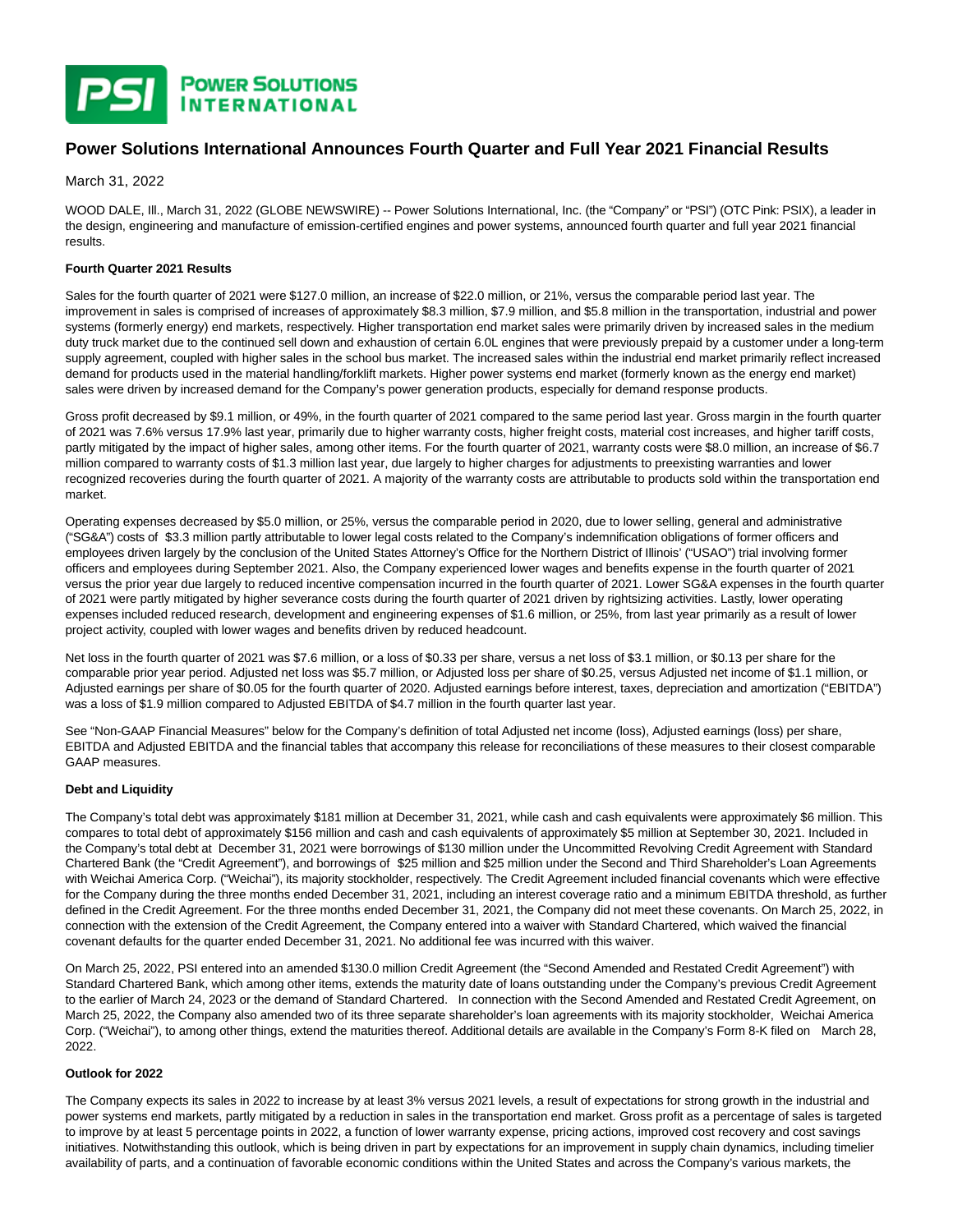PSI POWER SOLUTIONS INTERNATIONAL

# Power Solutions International Announces Fourth Quarter and Full Year 2021 Financial Results

March 31, 2022

WOOD DALE, Ill., March 31, 2022 (GLOBE NEWSWIRE) -- Power Solutions International, Inc. (the "Company" or "PSI") (OTC Pink: PSIX), a leader in the design, engineering and manufacture of emission-certified engines and power systems, announced fourth quarter and full year 2021 financial results.

**Fourth Quarter 2021 Results**

Sales for the fourth quarter of 2021 were $127.0 million, an increase of $22.0 million, or 21%, versus the comparable period last year. The improvement in sales is comprised of increases of approximately $8.3 million, $7.9 million, and $5.8 million in the transportation, industrial and power systems (formerly energy) end markets, respectively. Higher transportation end market sales were primarily driven by increased sales in the medium duty truck market due to the continued sell down and exhaustion of certain 6.0L engines that were previously prepaid by a customer under a long-term supply agreement, coupled with higher sales in the school bus market. The increased sales within the industrial end market primarily reflect increased demand for products used in the material handling/forklift markets. Higher power systems end market (formerly known as the energy end market) sales were driven by increased demand for the Company's power generation products, especially for demand response products.

Gross profit decreased by $9.1 million, or 49%, in the fourth quarter of 2021 compared to the same period last year. Gross margin in the fourth quarter of 2021 was 7.6% versus 17.9% last year, primarily due to higher warranty costs, higher freight costs, material cost increases, and higher tariff costs, partly mitigated by the impact of higher sales, among other items. For the fourth quarter of 2021, warranty costs were $8.0 million, an increase of $6.7 million compared to warranty costs of $1.3 million last year, due largely to higher charges for adjustments to preexisting warranties and lower recognized recoveries during the fourth quarter of 2021. A majority of the warranty costs are attributable to products sold within the transportation end market.

Operating expenses decreased by $5.0 million, or 25%, versus the comparable period in 2020, due to lower selling, general and administrative ("SG&A") costs of $3.3 million partly attributable to lower legal costs related to the Company's indemnification obligations of former officers and employees driven largely by the conclusion of the United States Attorney's Office for the Northern District of Illinois' ("USAO") trial involving former officers and employees during September 2021. Also, the Company experienced lower wages and benefits expense in the fourth quarter of 2021 versus the prior year due largely to reduced incentive compensation incurred in the fourth quarter of 2021. Lower SG&A expenses in the fourth quarter of 2021 were partly mitigated by higher severance costs during the fourth quarter of 2021 driven by rightsizing activities. Lastly, lower operating expenses included reduced research, development and engineering expenses of $1.6 million, or 25%, from last year primarily as a result of lower project activity, coupled with lower wages and benefits driven by reduced headcount.

Net loss in the fourth quarter of 2021 was $7.6 million, or a loss of $0.33 per share, versus a net loss of $3.1 million, or $0.13 per share for the comparable prior year period. Adjusted net loss was $5.7 million, or Adjusted loss per share of $0.25, versus Adjusted net income of $1.1 million, or Adjusted earnings per share of $0.05 for the fourth quarter of 2020. Adjusted earnings before interest, taxes, depreciation and amortization ("EBITDA") was a loss of $1.9 million compared to Adjusted EBITDA of $4.7 million in the fourth quarter last year.

See "Non-GAAP Financial Measures" below for the Company's definition of total Adjusted net income (loss), Adjusted earnings (loss) per share, EBITDA and Adjusted EBITDA and the financial tables that accompany this release for reconciliations of these measures to their closest comparable GAAP measures.

**Debt and Liquidity**

The Company's total debt was approximately $181 million at December 31, 2021, while cash and cash equivalents were approximately $6 million. This compares to total debt of approximately $156 million and cash and cash equivalents of approximately $5 million at September 30, 2021. Included in the Company's total debt at December 31, 2021 were borrowings of $130 million under the Uncommitted Revolving Credit Agreement with Standard Chartered Bank (the "Credit Agreement"), and borrowings of $25 million and $25 million under the Second and Third Shareholder's Loan Agreements with Weichai America Corp. ("Weichai"), its majority stockholder, respectively. The Credit Agreement included financial covenants which were effective for the Company during the three months ended December 31, 2021, including an interest coverage ratio and a minimum EBITDA threshold, as further defined in the Credit Agreement. For the three months ended December 31, 2021, the Company did not meet these covenants. On March 25, 2022, in connection with the extension of the Credit Agreement, the Company entered into a waiver with Standard Chartered, which waived the financial covenant defaults for the quarter ended December 31, 2021. No additional fee was incurred with this waiver.

On March 25, 2022, PSI entered into an amended $130.0 million Credit Agreement (the "Second Amended and Restated Credit Agreement") with Standard Chartered Bank, which among other items, extends the maturity date of loans outstanding under the Company's previous Credit Agreement to the earlier of March 24, 2023 or the demand of Standard Chartered. In connection with the Second Amended and Restated Credit Agreement, on March 25, 2022, the Company also amended two of its three separate shareholder's loan agreements with its majority stockholder, Weichai America Corp. ("Weichai"), to among other things, extend the maturities thereof. Additional details are available in the Company's Form 8-K filed on March 28, 2022.

**Outlook for 2022**

The Company expects its sales in 2022 to increase by at least 3% versus 2021 levels, a result of expectations for strong growth in the industrial and power systems end markets, partly mitigated by a reduction in sales in the transportation end market. Gross profit as a percentage of sales is targeted to improve by at least 5 percentage points in 2022, a function of lower warranty expense, pricing actions, improved cost recovery and cost savings initiatives. Notwithstanding this outlook, which is being driven in part by expectations for an improvement in supply chain dynamics, including timelier availability of parts, and a continuation of favorable economic conditions within the United States and across the Company's various markets, the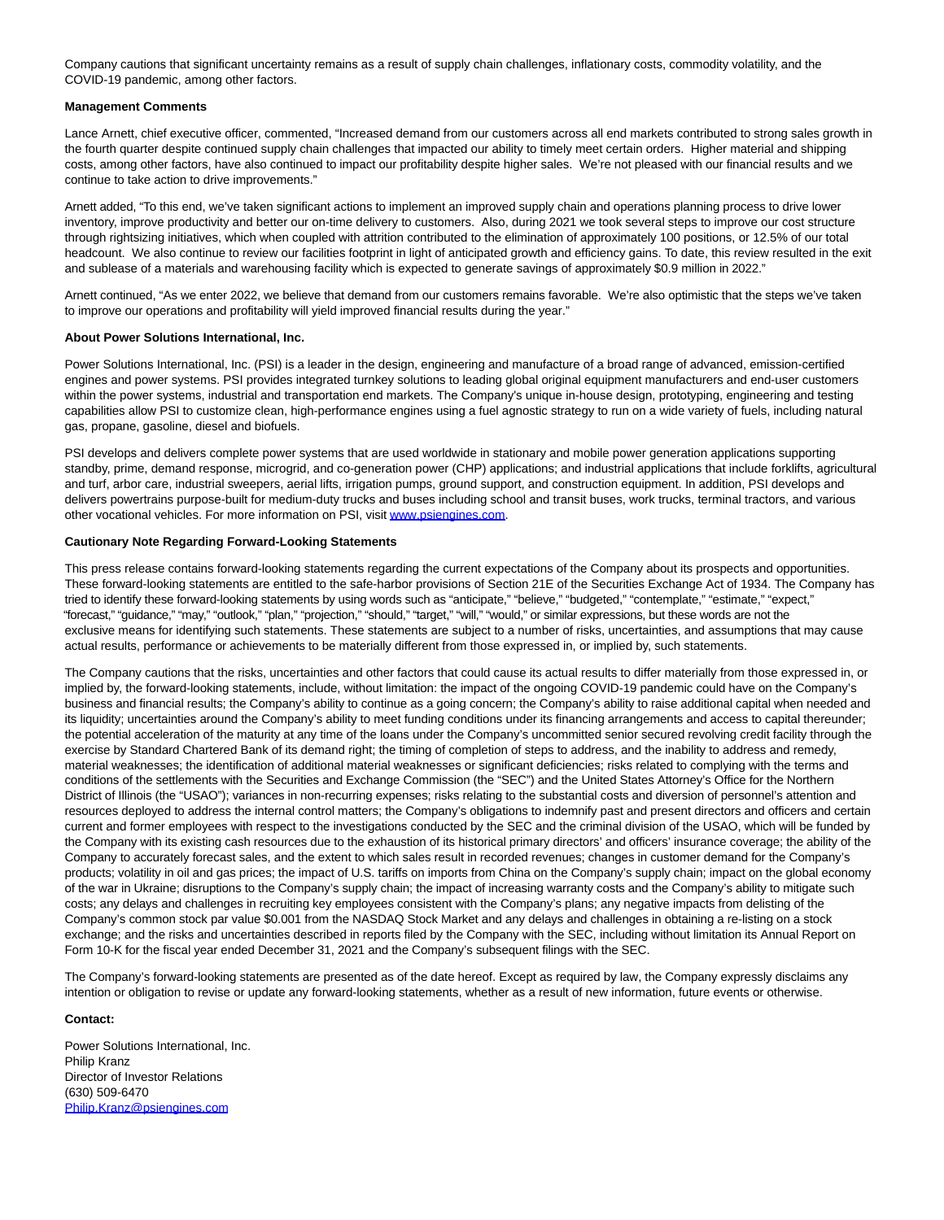Company cautions that significant uncertainty remains as a result of supply chain challenges, inflationary costs, commodity volatility, and the COVID-19 pandemic, among other factors.

**Management Comments**

Lance Arnett, chief executive officer, commented, "Increased demand from our customers across all end markets contributed to strong sales growth in the fourth quarter despite continued supply chain challenges that impacted our ability to timely meet certain orders. Higher material and shipping costs, among other factors, have also continued to impact our profitability despite higher sales. We're not pleased with our financial results and we continue to take action to drive improvements."

Arnett added, "To this end, we've taken significant actions to implement an improved supply chain and operations planning process to drive lower inventory, improve productivity and better our on-time delivery to customers. Also, during 2021 we took several steps to improve our cost structure through rightsizing initiatives, which when coupled with attrition contributed to the elimination of approximately 100 positions, or 12.5% of our total headcount. We also continue to review our facilities footprint in light of anticipated growth and efficiency gains. To date, this review resulted in the exit and sublease of a materials and warehousing facility which is expected to generate savings of approximately $0.9 million in 2022."

Arnett continued, "As we enter 2022, we believe that demand from our customers remains favorable. We're also optimistic that the steps we've taken to improve our operations and profitability will yield improved financial results during the year."

**About Power Solutions International, Inc.**

Power Solutions International, Inc. (PSI) is a leader in the design, engineering and manufacture of a broad range of advanced, emission-certified engines and power systems. PSI provides integrated turnkey solutions to leading global original equipment manufacturers and end-user customers within the power systems, industrial and transportation end markets. The Company's unique in-house design, prototyping, engineering and testing capabilities allow PSI to customize clean, high-performance engines using a fuel agnostic strategy to run on a wide variety of fuels, including natural gas, propane, gasoline, diesel and biofuels.

PSI develops and delivers complete power systems that are used worldwide in stationary and mobile power generation applications supporting standby, prime, demand response, microgrid, and co-generation power (CHP) applications; and industrial applications that include forklifts, agricultural and turf, arbor care, industrial sweepers, aerial lifts, irrigation pumps, ground support, and construction equipment. In addition, PSI develops and delivers powertrains purpose-built for medium-duty trucks and buses including school and transit buses, work trucks, terminal tractors, and various other vocational vehicles. For more information on PSI, visit www.psiengines.com.

**Cautionary Note Regarding Forward-Looking Statements**

This press release contains forward-looking statements regarding the current expectations of the Company about its prospects and opportunities. These forward-looking statements are entitled to the safe-harbor provisions of Section 21E of the Securities Exchange Act of 1934. The Company has tried to identify these forward-looking statements by using words such as "anticipate," "believe," "budgeted," "contemplate," "estimate," "expect," "forecast," "guidance," "may," "outlook," "plan," "projection," "should," "target," "will," "would," or similar expressions, but these words are not the exclusive means for identifying such statements. These statements are subject to a number of risks, uncertainties, and assumptions that may cause actual results, performance or achievements to be materially different from those expressed in, or implied by, such statements.

The Company cautions that the risks, uncertainties and other factors that could cause its actual results to differ materially from those expressed in, or implied by, the forward-looking statements, include, without limitation: the impact of the ongoing COVID-19 pandemic could have on the Company's business and financial results; the Company's ability to continue as a going concern; the Company's ability to raise additional capital when needed and its liquidity; uncertainties around the Company's ability to meet funding conditions under its financing arrangements and access to capital thereunder; the potential acceleration of the maturity at any time of the loans under the Company's uncommitted senior secured revolving credit facility through the exercise by Standard Chartered Bank of its demand right; the timing of completion of steps to address, and the inability to address and remedy, material weaknesses; the identification of additional material weaknesses or significant deficiencies; risks related to complying with the terms and conditions of the settlements with the Securities and Exchange Commission (the "SEC") and the United States Attorney's Office for the Northern District of Illinois (the "USAO"); variances in non-recurring expenses; risks relating to the substantial costs and diversion of personnel's attention and resources deployed to address the internal control matters; the Company's obligations to indemnify past and present directors and officers and certain current and former employees with respect to the investigations conducted by the SEC and the criminal division of the USAO, which will be funded by the Company with its existing cash resources due to the exhaustion of its historical primary directors' and officers' insurance coverage; the ability of the Company to accurately forecast sales, and the extent to which sales result in recorded revenues; changes in customer demand for the Company's products; volatility in oil and gas prices; the impact of U.S. tariffs on imports from China on the Company's supply chain; impact on the global economy of the war in Ukraine; disruptions to the Company's supply chain; the impact of increasing warranty costs and the Company's ability to mitigate such costs; any delays and challenges in recruiting key employees consistent with the Company's plans; any negative impacts from delisting of the Company's common stock par value $0.001 from the NASDAQ Stock Market and any delays and challenges in obtaining a re-listing on a stock exchange; and the risks and uncertainties described in reports filed by the Company with the SEC, including without limitation its Annual Report on Form 10-K for the fiscal year ended December 31, 2021 and the Company's subsequent filings with the SEC.

The Company's forward-looking statements are presented as of the date hereof. Except as required by law, the Company expressly disclaims any intention or obligation to revise or update any forward-looking statements, whether as a result of new information, future events or otherwise.

**Contact:**

Power Solutions International, Inc.
Philip Kranz
Director of Investor Relations
(630) 509-6470
Philip.Kranz@psiengines.com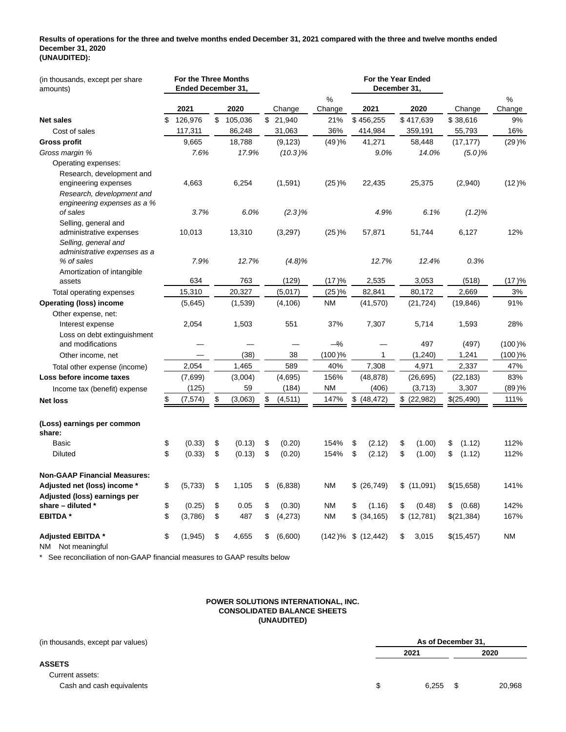**Results of operations for the three and twelve months ended December 31, 2021 compared with the three and twelve months ended December 31, 2020**
**(UNAUDITED):**

| (in thousands, except per share amounts) | For the Three Months Ended December 31, | | | | For the Year Ended December 31, | | | |
|---|---|---|---|---|---|---|---|---|
| | 2021 | 2020 | Change | % Change | 2021 | 2020 | Change | % Change |
| **Net sales** | $ 126,976 | $ 105,036 | $ 21,940 | 21% | $ 456,255 | $ 417,639 | $ 38,616 | 9% |
| Cost of sales | 117,311 | 86,248 | 31,063 | 36% | 414,984 | 359,191 | 55,793 | 16% |
| **Gross profit** | 9,665 | 18,788 | (9,123) | (49)% | 41,271 | 58,448 | (17,177) | (29)% |
| *Gross margin %* | *7.6%* | *17.9%* | *(10.3)%* | | *9.0%* | *14.0%* | *(5.0)%* | |
| Operating expenses: | | | | | | | | |
| Research, development and engineering expenses | 4,663 | 6,254 | (1,591) | (25)% | 22,435 | 25,375 | (2,940) | (12)% |
| *Research, development and engineering expenses as a % of sales* | *3.7%* | *6.0%* | *(2.3)%* | | *4.9%* | *6.1%* | *(1.2)%* | |
| Selling, general and administrative expenses | 10,013 | 13,310 | (3,297) | (25)% | 57,871 | 51,744 | 6,127 | 12% |
| *Selling, general and administrative expenses as a % of sales* | *7.9%* | *12.7%* | *(4.8)%* | | *12.7%* | *12.4%* | *0.3%* | |
| Amortization of intangible assets | 634 | 763 | (129) | (17)% | 2,535 | 3,053 | (518) | (17)% |
| Total operating expenses | 15,310 | 20,327 | (5,017) | (25)% | 82,841 | 80,172 | 2,669 | 3% |
| **Operating (loss) income** | (5,645) | (1,539) | (4,106) | NM | (41,570) | (21,724) | (19,846) | 91% |
| Other expense, net: | | | | | | | | |
| Interest expense | 2,054 | 1,503 | 551 | 37% | 7,307 | 5,714 | 1,593 | 28% |
| Loss on debt extinguishment and modifications | — | — | — | —% | — | 497 | (497) | (100)% |
| Other income, net | — | (38) | 38 | (100)% | 1 | (1,240) | 1,241 | (100)% |
| Total other expense (income) | 2,054 | 1,465 | 589 | 40% | 7,308 | 4,971 | 2,337 | 47% |
| **Loss before income taxes** | (7,699) | (3,004) | (4,695) | 156% | (48,878) | (26,695) | (22,183) | 83% |
| Income tax (benefit) expense | (125) | 59 | (184) | NM | (406) | (3,713) | 3,307 | (89)% |
| **Net loss** | $ (7,574) | $ (3,063) | $ (4,511) | 147% | $ (48,472) | $ (22,982) | $(25,490) | 111% |
| | | | | | | | | |
| **(Loss) earnings per common share:** | | | | | | | | |
| Basic | $ (0.33) | $ (0.13) | $ (0.20) | 154% | $ (2.12) | $ (1.00) | $ (1.12) | 112% |
| Diluted | $ (0.33) | $ (0.13) | $ (0.20) | 154% | $ (2.12) | $ (1.00) | $ (1.12) | 112% |
| | | | | | | | | |
| **Non-GAAP Financial Measures:** | | | | | | | | |
| **Adjusted net (loss) income *** | $ (5,733) | $ 1,105 | $ (6,838) | NM | $ (26,749) | $ (11,091) | $(15,658) | 141% |
| **Adjusted (loss) earnings per share – diluted *** | $ (0.25) | $ 0.05 | $ (0.30) | NM | $ (1.16) | $ (0.48) | $ (0.68) | 142% |
| **EBITDA *** | $ (3,786) | $ 487 | $ (4,273) | NM | $ (34,165) | $ (12,781) | $(21,384) | 167% |
| **Adjusted EBITDA *** | $ (1,945) | $ 4,655 | $ (6,600) | (142)% | $ (12,442) | $ 3,015 | $(15,457) | NM |

NM Not meaningful

\* See reconciliation of non-GAAP financial measures to GAAP results below

**POWER SOLUTIONS INTERNATIONAL, INC.**
**CONSOLIDATED BALANCE SHEETS**
**(UNAUDITED)**

| (in thousands, except par values) | As of December 31, | |
|---|---|---|
| | 2021 | 2020 |
| **ASSETS** | | |
| Current assets: | | |
| Cash and cash equivalents | $ 6,255 | $ 20,968 |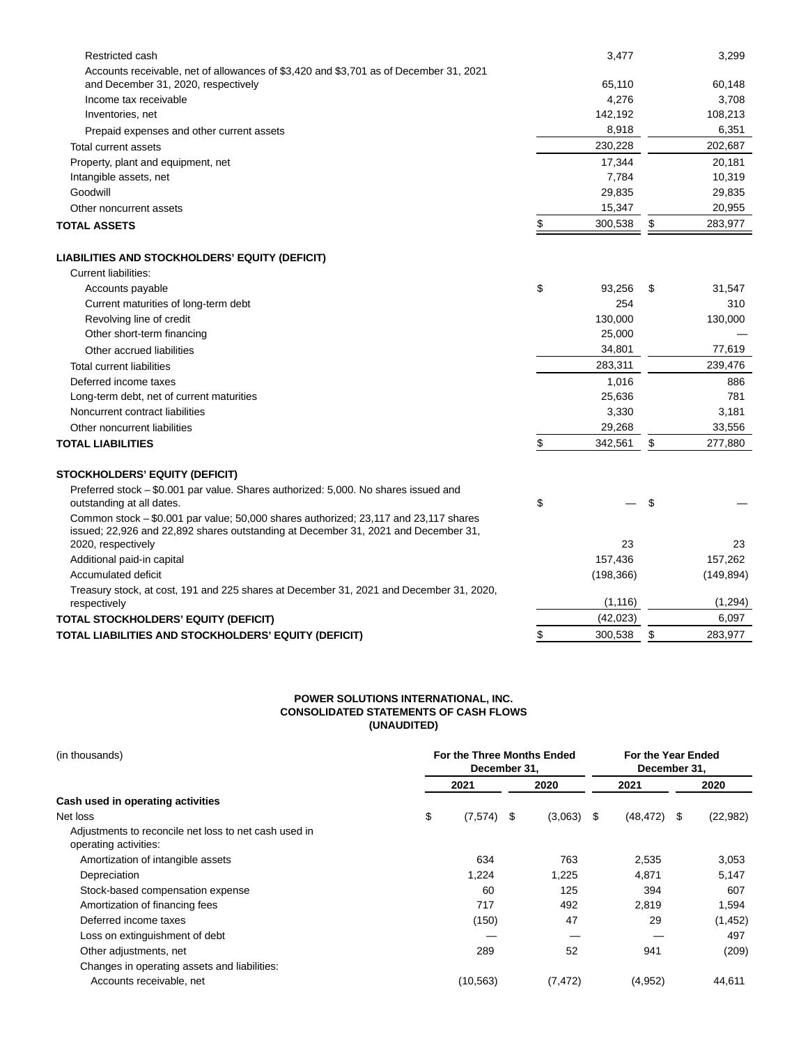| | | |
|---|---|---|
| Restricted cash | 3,477 | 3,299 |
| Accounts receivable, net of allowances of $3,420 and $3,701 as of December 31, 2021 and December 31, 2020, respectively | 65,110 | 60,148 |
| Income tax receivable | 4,276 | 3,708 |
| Inventories, net | 142,192 | 108,213 |
| Prepaid expenses and other current assets | 8,918 | 6,351 |
| Total current assets | 230,228 | 202,687 |
| Property, plant and equipment, net | 17,344 | 20,181 |
| Intangible assets, net | 7,784 | 10,319 |
| Goodwill | 29,835 | 29,835 |
| Other noncurrent assets | 15,347 | 20,955 |
| **TOTAL ASSETS** | $ 300,538 | $ 283,977 |
| | | |
| **LIABILITIES AND STOCKHOLDERS' EQUITY (DEFICIT)** | | |
| Current liabilities: | | |
| Accounts payable | $ 93,256 | $ 31,547 |
| Current maturities of long-term debt | 254 | 310 |
| Revolving line of credit | 130,000 | 130,000 |
| Other short-term financing | 25,000 | — |
| Other accrued liabilities | 34,801 | 77,619 |
| Total current liabilities | 283,311 | 239,476 |
| Deferred income taxes | 1,016 | 886 |
| Long-term debt, net of current maturities | 25,636 | 781 |
| Noncurrent contract liabilities | 3,330 | 3,181 |
| Other noncurrent liabilities | 29,268 | 33,556 |
| **TOTAL LIABILITIES** | $ 342,561 | $ 277,880 |
| | | |
| **STOCKHOLDERS' EQUITY (DEFICIT)** | | |
| Preferred stock – $0.001 par value. Shares authorized: 5,000. No shares issued and outstanding at all dates. | $ — | $ — |
| Common stock – $0.001 par value; 50,000 shares authorized; 23,117 and 23,117 shares issued; 22,926 and 22,892 shares outstanding at December 31, 2021 and December 31, 2020, respectively | 23 | 23 |
| Additional paid-in capital | 157,436 | 157,262 |
| Accumulated deficit | (198,366) | (149,894) |
| Treasury stock, at cost, 191 and 225 shares at December 31, 2021 and December 31, 2020, respectively | (1,116) | (1,294) |
| **TOTAL STOCKHOLDERS' EQUITY (DEFICIT)** | (42,023) | 6,097 |
| **TOTAL LIABILITIES AND STOCKHOLDERS' EQUITY (DEFICIT)** | $ 300,538 | $ 283,977 |

**POWER SOLUTIONS INTERNATIONAL, INC.**
**CONSOLIDATED STATEMENTS OF CASH FLOWS**
**(UNAUDITED)**

| (in thousands) | For the Three Months Ended December 31, | | For the Year Ended December 31, | |
|---|---|---|---|---|
| | 2021 | 2020 | 2021 | 2020 |
| **Cash used in operating activities** | | | | |
| Net loss | $ (7,574) | $ (3,063) | $ (48,472) | $ (22,982) |
| Adjustments to reconcile net loss to net cash used in operating activities: | | | | |
| Amortization of intangible assets | 634 | 763 | 2,535 | 3,053 |
| Depreciation | 1,224 | 1,225 | 4,871 | 5,147 |
| Stock-based compensation expense | 60 | 125 | 394 | 607 |
| Amortization of financing fees | 717 | 492 | 2,819 | 1,594 |
| Deferred income taxes | (150) | 47 | 29 | (1,452) |
| Loss on extinguishment of debt | — | — | — | 497 |
| Other adjustments, net | 289 | 52 | 941 | (209) |
| Changes in operating assets and liabilities: | | | | |
| Accounts receivable, net | (10,563) | (7,472) | (4,952) | 44,611 |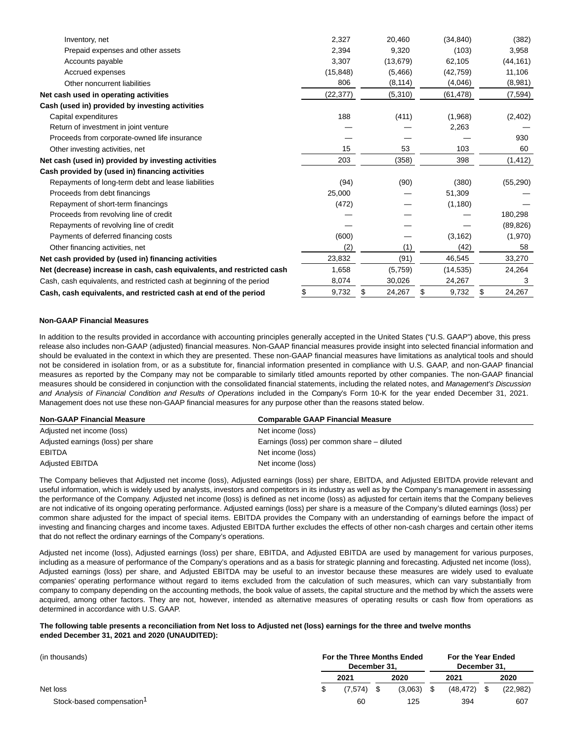| | | | | |
|---|---|---|---|---|
| Inventory, net | 2,327 | 20,460 | (34,840) | (382) |
| Prepaid expenses and other assets | 2,394 | 9,320 | (103) | 3,958 |
| Accounts payable | 3,307 | (13,679) | 62,105 | (44,161) |
| Accrued expenses | (15,848) | (5,466) | (42,759) | 11,106 |
| Other noncurrent liabilities | 806 | (8,114) | (4,046) | (8,981) |
| **Net cash used in operating activities** | (22,377) | (5,310) | (61,478) | (7,594) |
| **Cash (used in) provided by investing activities** | | | | |
| Capital expenditures | 188 | (411) | (1,968) | (2,402) |
| Return of investment in joint venture | — | — | 2,263 | — |
| Proceeds from corporate-owned life insurance | — | — | — | 930 |
| Other investing activities, net | 15 | 53 | 103 | 60 |
| **Net cash (used in) provided by investing activities** | 203 | (358) | 398 | (1,412) |
| **Cash provided by (used in) financing activities** | | | | |
| Repayments of long-term debt and lease liabilities | (94) | (90) | (380) | (55,290) |
| Proceeds from debt financings | 25,000 | — | 51,309 | — |
| Repayment of short-term financings | (472) | — | (1,180) | — |
| Proceeds from revolving line of credit | — | — | — | 180,298 |
| Repayments of revolving line of credit | — | — | — | (89,826) |
| Payments of deferred financing costs | (600) | — | (3,162) | (1,970) |
| Other financing activities, net | (2) | (1) | (42) | 58 |
| **Net cash provided by (used in) financing activities** | 23,832 | (91) | 46,545 | 33,270 |
| **Net (decrease) increase in cash, cash equivalents, and restricted cash** | 1,658 | (5,759) | (14,535) | 24,264 |
| Cash, cash equivalents, and restricted cash at beginning of the period | 8,074 | 30,026 | 24,267 | 3 |
| **Cash, cash equivalents, and restricted cash at end of the period** | $ 9,732 | $ 24,267 | $ 9,732 | $ 24,267 |

**Non-GAAP Financial Measures**

In addition to the results provided in accordance with accounting principles generally accepted in the United States ("U.S. GAAP") above, this press release also includes non-GAAP (adjusted) financial measures. Non-GAAP financial measures provide insight into selected financial information and should be evaluated in the context in which they are presented. These non-GAAP financial measures have limitations as analytical tools and should not be considered in isolation from, or as a substitute for, financial information presented in compliance with U.S. GAAP, and non-GAAP financial measures as reported by the Company may not be comparable to similarly titled amounts reported by other companies. The non-GAAP financial measures should be considered in conjunction with the consolidated financial statements, including the related notes, and *Management's Discussion and Analysis of Financial Condition and Results of Operations* included in the Company's Form 10-K for the year ended December 31, 2021. Management does not use these non-GAAP financial measures for any purpose other than the reasons stated below.

| **Non-GAAP Financial Measure** | **Comparable GAAP Financial Measure** |
|---|---|
| Adjusted net income (loss) | Net income (loss) |
| Adjusted earnings (loss) per share | Earnings (loss) per common share – diluted |
| EBITDA | Net income (loss) |
| Adjusted EBITDA | Net income (loss) |

The Company believes that Adjusted net income (loss), Adjusted earnings (loss) per share, EBITDA, and Adjusted EBITDA provide relevant and useful information, which is widely used by analysts, investors and competitors in its industry as well as by the Company's management in assessing the performance of the Company. Adjusted net income (loss) is defined as net income (loss) as adjusted for certain items that the Company believes are not indicative of its ongoing operating performance. Adjusted earnings (loss) per share is a measure of the Company's diluted earnings (loss) per common share adjusted for the impact of special items. EBITDA provides the Company with an understanding of earnings before the impact of investing and financing charges and income taxes. Adjusted EBITDA further excludes the effects of other non-cash charges and certain other items that do not reflect the ordinary earnings of the Company's operations.

Adjusted net income (loss), Adjusted earnings (loss) per share, EBITDA, and Adjusted EBITDA are used by management for various purposes, including as a measure of performance of the Company's operations and as a basis for strategic planning and forecasting. Adjusted net income (loss), Adjusted earnings (loss) per share, and Adjusted EBITDA may be useful to an investor because these measures are widely used to evaluate companies' operating performance without regard to items excluded from the calculation of such measures, which can vary substantially from company to company depending on the accounting methods, the book value of assets, the capital structure and the method by which the assets were acquired, among other factors. They are not, however, intended as alternative measures of operating results or cash flow from operations as determined in accordance with U.S. GAAP.

**The following table presents a reconciliation from Net loss to Adjusted net (loss) earnings for the three and twelve months ended December 31, 2021 and 2020 (UNAUDITED):**

| (in thousands) | For the Three Months Ended December 31, | | For the Year Ended December 31, | |
|---|---|---|---|---|
| | 2021 | 2020 | 2021 | 2020 |
| Net loss | $ (7,574) | $ (3,063) | $ (48,472) | $ (22,982) |
| Stock-based compensation[1] | 60 | 125 | 394 | 607 |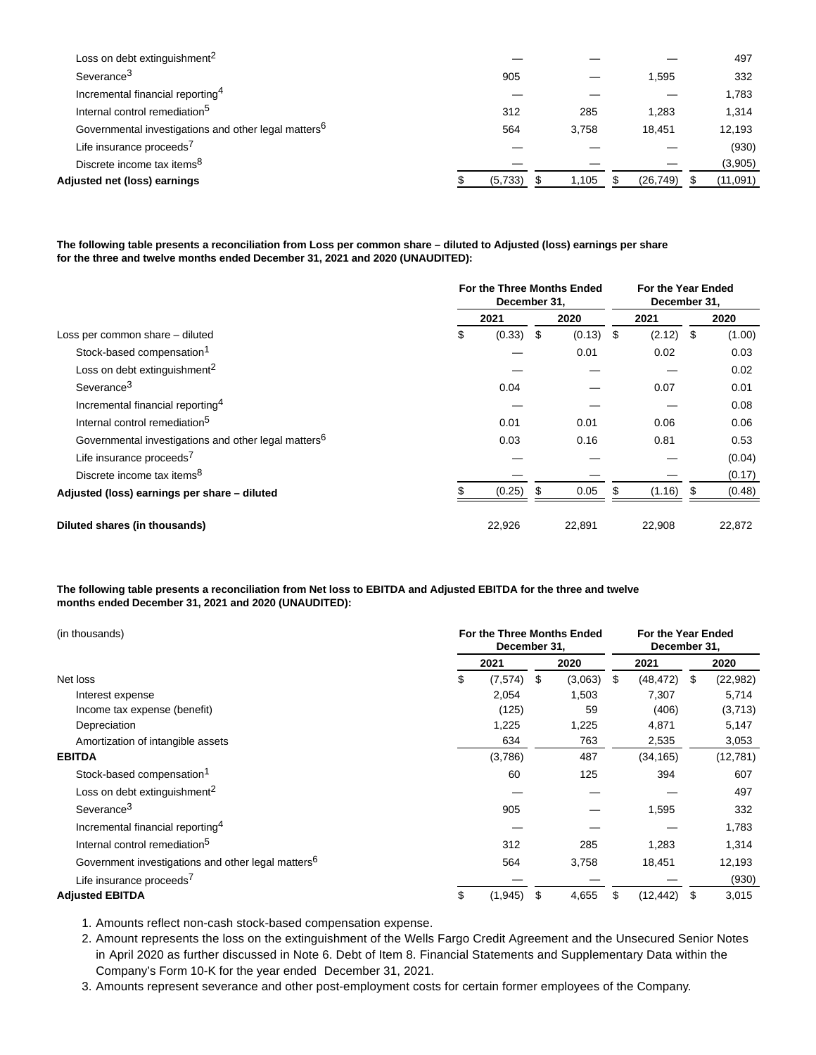| | For the Three Months Ended December 31, | | For the Year Ended December 31, | |
|---|---|---|---|---|
| | 2021 | 2020 | 2021 | 2020 |
| Loss on debt extinguishment[2] | — | — | — | 497 |
| Severance[3] | 905 | — | 1,595 | 332 |
| Incremental financial reporting[4] | — | — | — | 1,783 |
| Internal control remediation[5] | 312 | 285 | 1,283 | 1,314 |
| Governmental investigations and other legal matters[6] | 564 | 3,758 | 18,451 | 12,193 |
| Life insurance proceeds[7] | — | — | — | (930) |
| Discrete income tax items[8] | — | — | — | (3,905) |
| **Adjusted net (loss) earnings** | $ (5,733) | $ 1,105 | $ (26,749) | $ (11,091) |

**The following table presents a reconciliation from Loss per common share – diluted to Adjusted (loss) earnings per share for the three and twelve months ended December 31, 2021 and 2020 (UNAUDITED):**

| | For the Three Months Ended December 31, | | For the Year Ended December 31, | |
|---|---|---|---|---|
| | 2021 | 2020 | 2021 | 2020 |
| Loss per common share – diluted | $ (0.33) | $ (0.13) | $ (2.12) | $ (1.00) |
| Stock-based compensation[1] | — | 0.01 | 0.02 | 0.03 |
| Loss on debt extinguishment[2] | — | — | — | 0.02 |
| Severance[3] | 0.04 | — | 0.07 | 0.01 |
| Incremental financial reporting[4] | — | — | — | 0.08 |
| Internal control remediation[5] | 0.01 | 0.01 | 0.06 | 0.06 |
| Governmental investigations and other legal matters[6] | 0.03 | 0.16 | 0.81 | 0.53 |
| Life insurance proceeds[7] | — | — | — | (0.04) |
| Discrete income tax items[8] | — | — | — | (0.17) |
| **Adjusted (loss) earnings per share – diluted** | $ (0.25) | $ 0.05 | $ (1.16) | $ (0.48) |
| | | | | |
| **Diluted shares (in thousands)** | 22,926 | 22,891 | 22,908 | 22,872 |

**The following table presents a reconciliation from Net loss to EBITDA and Adjusted EBITDA for the three and twelve months ended December 31, 2021 and 2020 (UNAUDITED):**

| (in thousands) | For the Three Months Ended December 31, | | For the Year Ended December 31, | |
|---|---|---|---|---|
| | 2021 | 2020 | 2021 | 2020 |
| Net loss | $ (7,574) | $ (3,063) | $ (48,472) | $ (22,982) |
| Interest expense | 2,054 | 1,503 | 7,307 | 5,714 |
| Income tax expense (benefit) | (125) | 59 | (406) | (3,713) |
| Depreciation | 1,225 | 1,225 | 4,871 | 5,147 |
| Amortization of intangible assets | 634 | 763 | 2,535 | 3,053 |
| **EBITDA** | (3,786) | 487 | (34,165) | (12,781) |
| Stock-based compensation[1] | 60 | 125 | 394 | 607 |
| Loss on debt extinguishment[2] | — | — | — | 497 |
| Severance[3] | 905 | — | 1,595 | 332 |
| Incremental financial reporting[4] | — | — | — | 1,783 |
| Internal control remediation[5] | 312 | 285 | 1,283 | 1,314 |
| Government investigations and other legal matters[6] | 564 | 3,758 | 18,451 | 12,193 |
| Life insurance proceeds[7] | — | — | — | (930) |
| **Adjusted EBITDA** | $ (1,945) | $ 4,655 | $ (12,442) | $ 3,015 |

1. Amounts reflect non-cash stock-based compensation expense.
2. Amount represents the loss on the extinguishment of the Wells Fargo Credit Agreement and the Unsecured Senior Notes in April 2020 as further discussed in Note 6. Debt of Item 8. Financial Statements and Supplementary Data within the Company's Form 10-K for the year ended December 31, 2021.
3. Amounts represent severance and other post-employment costs for certain former employees of the Company.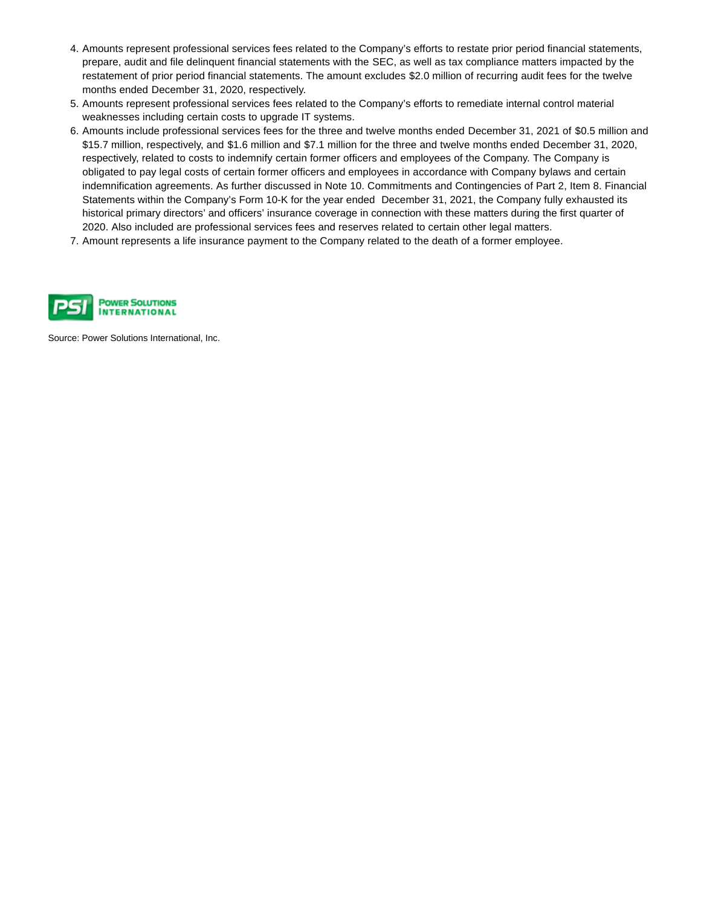4. Amounts represent professional services fees related to the Company's efforts to restate prior period financial statements, prepare, audit and file delinquent financial statements with the SEC, as well as tax compliance matters impacted by the restatement of prior period financial statements. The amount excludes $2.0 million of recurring audit fees for the twelve months ended December 31, 2020, respectively.
5. Amounts represent professional services fees related to the Company's efforts to remediate internal control material weaknesses including certain costs to upgrade IT systems.
6. Amounts include professional services fees for the three and twelve months ended December 31, 2021 of $0.5 million and $15.7 million, respectively, and $1.6 million and $7.1 million for the three and twelve months ended December 31, 2020, respectively, related to costs to indemnify certain former officers and employees of the Company. The Company is obligated to pay legal costs of certain former officers and employees in accordance with Company bylaws and certain indemnification agreements. As further discussed in Note 10. Commitments and Contingencies of Part 2, Item 8. Financial Statements within the Company's Form 10-K for the year ended December 31, 2021, the Company fully exhausted its historical primary directors' and officers' insurance coverage in connection with these matters during the first quarter of 2020. Also included are professional services fees and reserves related to certain other legal matters.
7. Amount represents a life insurance payment to the Company related to the death of a former employee.

PSI POWER SOLUTIONS INTERNATIONAL

Source: Power Solutions International, Inc.